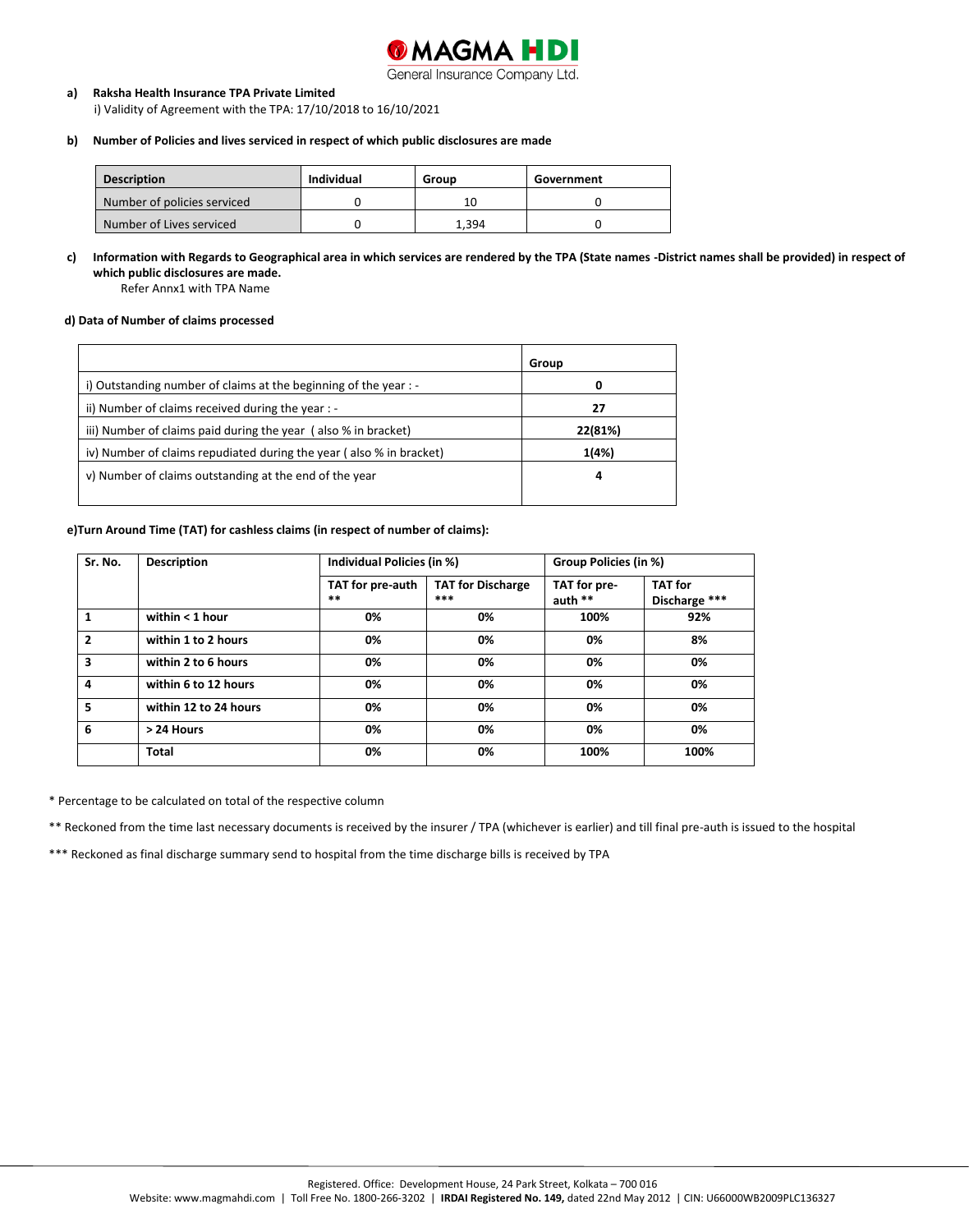**a) Raksha Health Insurance TPA Private Limited**

i) Validity of Agreement with the TPA: 17/10/2018 to 16/10/2021

**b) Number of Policies and lives serviced in respect of which public disclosures are made**

| Description | Individual | Group | Government |
|---|---|---|---|
| Number of policies serviced | 0 | 10 | 0 |
| Number of Lives serviced | 0 | 1,394 | 0 |

**c) Information with Regards to Geographical area in which services are rendered by the TPA (State names -District names shall be provided) in respect of which public disclosures are made.**

Refer Annx1 with TPA Name

**d) Data of Number of claims processed**

| | Group |
|---|---|
| i) Outstanding number of claims at the beginning of the year : - | **0** |
| ii) Number of claims received during the year : - | **27** |
| iii) Number of claims paid during the year ( also % in bracket) | **22(81%)** |
| iv) Number of claims repudiated during the year ( also % in bracket) | **1(4%)** |
| v) Number of claims outstanding at the end of the year | **4** |

**e)Turn Around Time (TAT) for cashless claims (in respect of number of claims):**

| Sr. No. | Description | Individual Policies (in %) | | Group Policies (in %) | |
|---|---|---|---|---|---|
| | | TAT for pre-auth ** | TAT for Discharge *** | TAT for pre-auth ** | TAT for Discharge *** |
| 1 | within < 1 hour | 0% | 0% | 100% | 92% |
| 2 | within 1 to 2 hours | 0% | 0% | 0% | 8% |
| 3 | within 2 to 6 hours | 0% | 0% | 0% | 0% |
| 4 | within 6 to 12 hours | 0% | 0% | 0% | 0% |
| 5 | within 12 to 24 hours | 0% | 0% | 0% | 0% |
| 6 | > 24 Hours | 0% | 0% | 0% | 0% |
| | Total | 0% | 0% | 100% | 100% |

* Percentage to be calculated on total of the respective column

** Reckoned from the time last necessary documents is received by the insurer / TPA (whichever is earlier) and till final pre-auth is issued to the hospital

*** Reckoned as final discharge summary send to hospital from the time discharge bills is received by TPA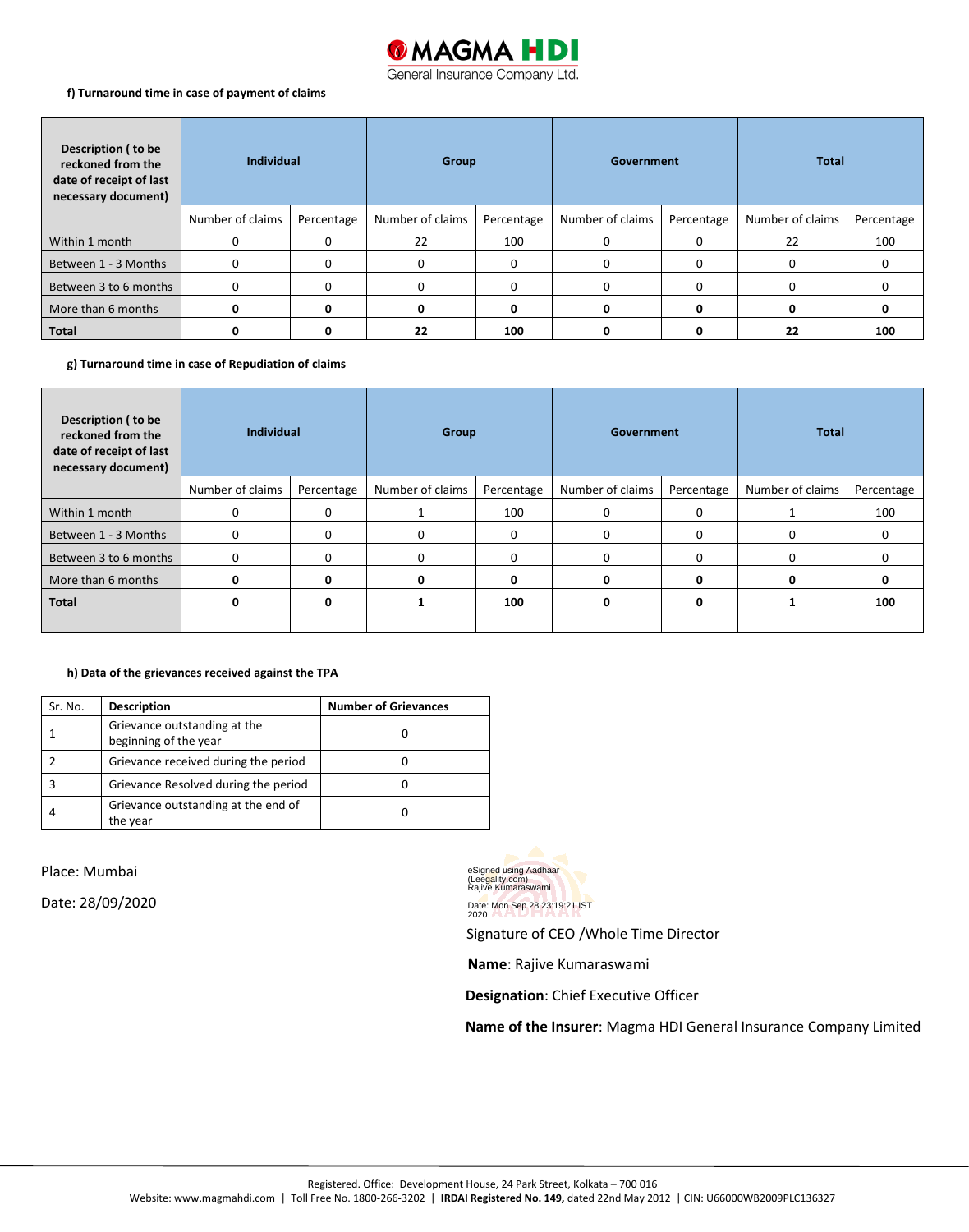**f) Turnaround time in case of payment of claims**

| Description ( to be reckoned from the date of receipt of last necessary document) | Individual | | Group | | Government | | Total | |
|---|---|---|---|---|---|---|---|---|
| | Number of claims | Percentage | Number of claims | Percentage | Number of claims | Percentage | Number of claims | Percentage |
| Within 1 month | 0 | 0 | 22 | 100 | 0 | 0 | 22 | 100 |
| Between 1 - 3 Months | 0 | 0 | 0 | 0 | 0 | 0 | 0 | 0 |
| Between 3 to 6 months | 0 | 0 | 0 | 0 | 0 | 0 | 0 | 0 |
| More than 6 months | **0** | **0** | **0** | **0** | **0** | **0** | **0** | **0** |
| **Total** | **0** | **0** | **22** | **100** | **0** | **0** | **22** | **100** |

**g) Turnaround time in case of Repudiation of claims**

| Description ( to be reckoned from the date of receipt of last necessary document) | Individual | | Group | | Government | | Total | |
|---|---|---|---|---|---|---|---|---|
| | Number of claims | Percentage | Number of claims | Percentage | Number of claims | Percentage | Number of claims | Percentage |
| Within 1 month | 0 | 0 | 1 | 100 | 0 | 0 | 1 | 100 |
| Between 1 - 3 Months | 0 | 0 | 0 | 0 | 0 | 0 | 0 | 0 |
| Between 3 to 6 months | 0 | 0 | 0 | 0 | 0 | 0 | 0 | 0 |
| More than 6 months | **0** | **0** | **0** | **0** | **0** | **0** | **0** | **0** |
| **Total** | **0** | **0** | **1** | **100** | **0** | **0** | **1** | **100** |

**h) Data of the grievances received against the TPA**

| Sr. No. | Description | Number of Grievances |
|---|---|---|
| 1 | Grievance outstanding at the beginning of the year | 0 |
| 2 | Grievance received during the period | 0 |
| 3 | Grievance Resolved during the period | 0 |
| 4 | Grievance outstanding at the end of the year | 0 |

Place: Mumbai

Date: 28/09/2020

eSigned using Aadhaar (Leegality.com) Rajive Kumaraswami

Date: Mon Sep 28 23:19:21 IST 2020

Signature of CEO /Whole Time Director

**Name**: Rajive Kumaraswami

**Designation**: Chief Executive Officer

**Name of the Insurer**: Magma HDI General Insurance Company Limited